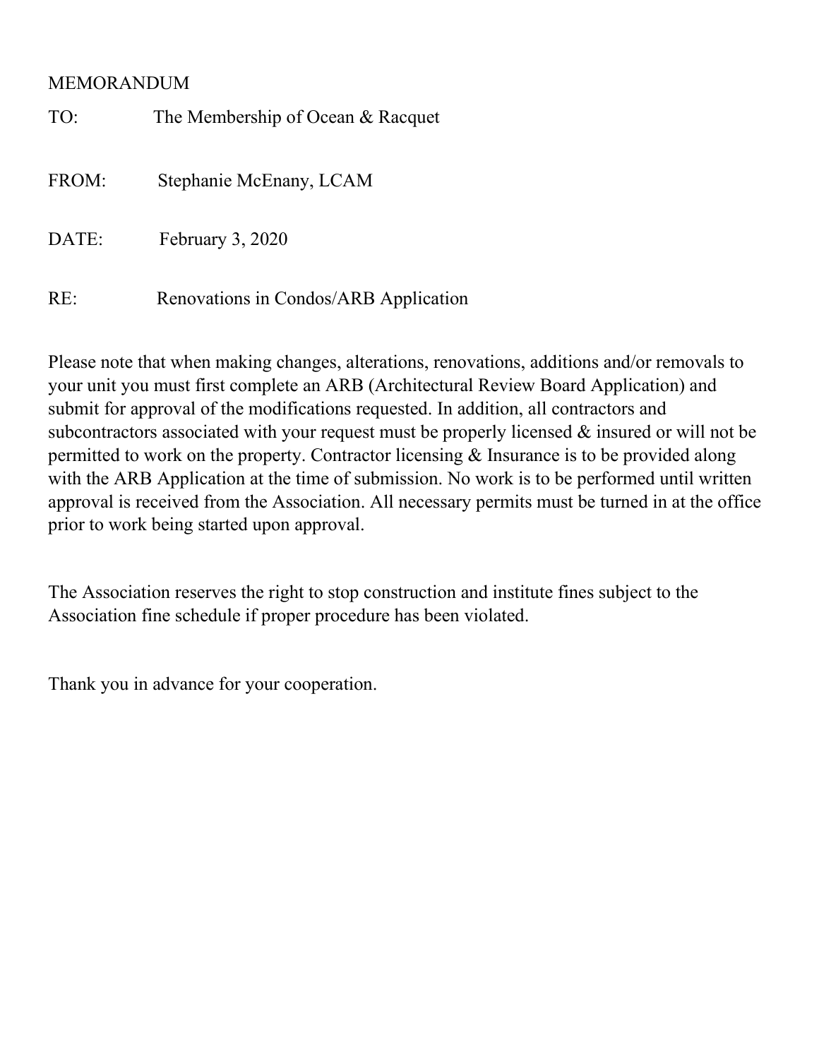# MEMORANDUM

TO: The Membership of Ocean & Racquet

FROM: Stephanie McEnany, LCAM

DATE: February 3, 2020

RE: Renovations in Condos/ARB Application

Please note that when making changes, alterations, renovations, additions and/or removals to your unit you must first complete an ARB (Architectural Review Board Application) and submit for approval of the modifications requested. In addition, all contractors and subcontractors associated with your request must be properly licensed & insured or will not be permitted to work on the property. Contractor licensing & Insurance is to be provided along with the ARB Application at the time of submission. No work is to be performed until written approval is received from the Association. All necessary permits must be turned in at the office prior to work being started upon approval.

The Association reserves the right to stop construction and institute fines subject to the Association fine schedule if proper procedure has been violated.

Thank you in advance for your cooperation.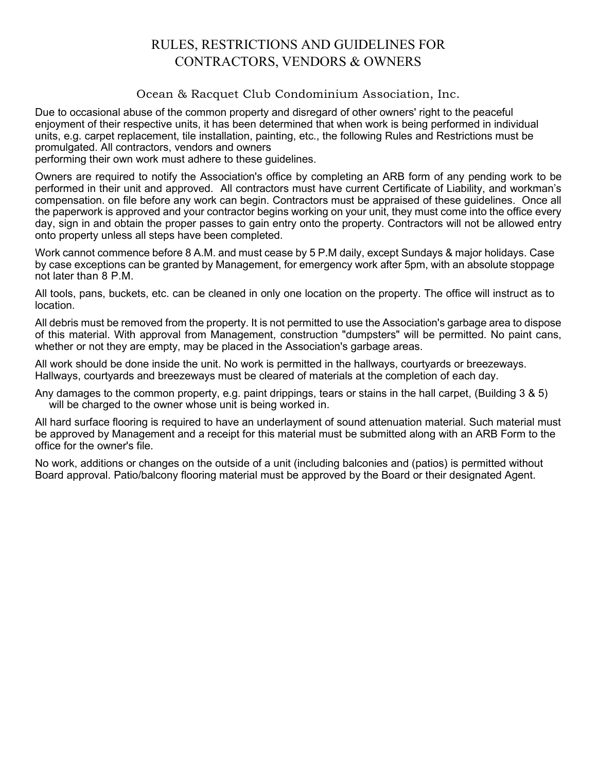# RULES, RESTRICTIONS AND GUIDELINES FOR CONTRACTORS, VENDORS & OWNERS

## Ocean & Racquet Club Condominium Association, Inc.

Due to occasional abuse of the common property and disregard of other owners' right to the peaceful enjoyment of their respective units, it has been determined that when work is being performed in individual units, e.g. carpet replacement, tile installation, painting, etc., the following Rules and Restrictions must be promulgated. All contractors, vendors and owners performing their own work must adhere to these guidelines.

Owners are required to notify the Association's office by completing an ARB form of any pending work to be performed in their unit and approved. All contractors must have current Certificate of Liability, and workman's compensation. on file before any work can begin. Contractors must be appraised of these guidelines. Once all the paperwork is approved and your contractor begins working on your unit, they must come into the office every day, sign in and obtain the proper passes to gain entry onto the property. Contractors will not be allowed entry onto property unless all steps have been completed.

Work cannot commence before 8 A.M. and must cease by 5 P.M daily, except Sundays & major holidays. Case by case exceptions can be granted by Management, for emergency work after 5pm, with an absolute stoppage not later than 8 P.M.

All tools, pans, buckets, etc. can be cleaned in only one location on the property. The office will instruct as to location.

All debris must be removed from the property. It is not permitted to use the Association's garbage area to dispose of this material. With approval from Management, construction "dumpsters" will be permitted. No paint cans, whether or not they are empty, may be placed in the Association's garbage areas.

All work should be done inside the unit. No work is permitted in the hallways, courtyards or breezeways. Hallways, courtyards and breezeways must be cleared of materials at the completion of each day.

Any damages to the common property, e.g. paint drippings, tears or stains in the hall carpet, (Building 3 & 5) will be charged to the owner whose unit is being worked in.

All hard surface flooring is required to have an underlayment of sound attenuation material. Such material must be approved by Management and a receipt for this material must be submitted along with an ARB Form to the office for the owner's file.

No work, additions or changes on the outside of a unit (including balconies and (patios) is permitted without Board approval. Patio/balcony flooring material must be approved by the Board or their designated Agent.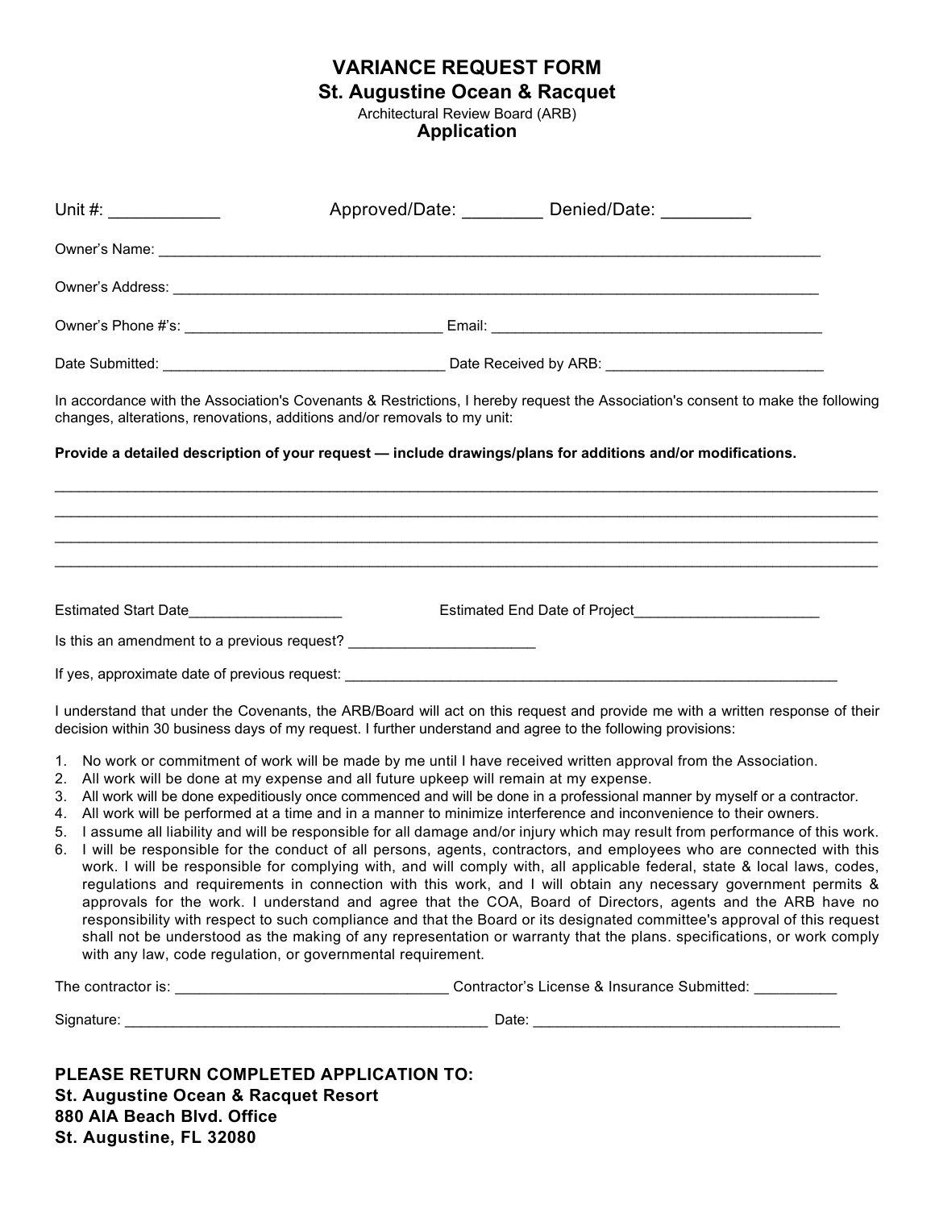# VARIANCE REQUEST FORM

## St. Augustine Ocean & Racquet

Architectural Review Board (ARB)

## Application

Unit #: ___________ Approved/Date: ________ Denied/Date: _________

Owner's Name: _______________________________________________________________________________

Owner's Address: _____________________________________________________________________________

Owner's Phone #'s: _______________________________ Email: __________________________________________

Date Submitted: __________________________________ Date Received by ARB: ___________________________

In accordance with the Association's Covenants & Restrictions, I hereby request the Association's consent to make the following changes, alterations, renovations, additions and/or removals to my unit:

**Provide a detailed description of your request — include drawings/plans for additions and/or modifications.**

_____________________________________________________________________________________________________

_____________________________________________________________________________________________________

_____________________________________________________________________________________________________

_____________________________________________________________________________________________________

Estimated Start Date___________________ Estimated End Date of Project______________________

Is this an amendment to a previous request? ______________________

If yes, approximate date of previous request: ____________________________________________________________

I understand that under the Covenants, the ARB/Board will act on this request and provide me with a written response of their decision within 30 business days of my request. I further understand and agree to the following provisions:

1. No work or commitment of work will be made by me until I have received written approval from the Association.
2. All work will be done at my expense and all future upkeep will remain at my expense.
3. All work will be done expeditiously once commenced and will be done in a professional manner by myself or a contractor.
4. All work will be performed at a time and in a manner to minimize interference and inconvenience to their owners.
5. I assume all liability and will be responsible for all damage and/or injury which may result from performance of this work.
6. I will be responsible for the conduct of all persons, agents, contractors, and employees who are connected with this work. I will be responsible for complying with, and will comply with, all applicable federal, state & local laws, codes, regulations and requirements in connection with this work, and I will obtain any necessary government permits & approvals for the work. I understand and agree that the COA, Board of Directors, agents and the ARB have no responsibility with respect to such compliance and that the Board or its designated committee's approval of this request shall not be understood as the making of any representation or warranty that the plans. specifications, or work comply with any law, code regulation, or governmental requirement.

The contractor is: _________________________________ Contractor's License & Insurance Submitted: __________

Signature: ____________________________________________ Date: ______________________________________

**PLEASE RETURN COMPLETED APPLICATION TO:**
**St. Augustine Ocean & Racquet Resort**
**880 AIA Beach Blvd. Office**
**St. Augustine, FL 32080**